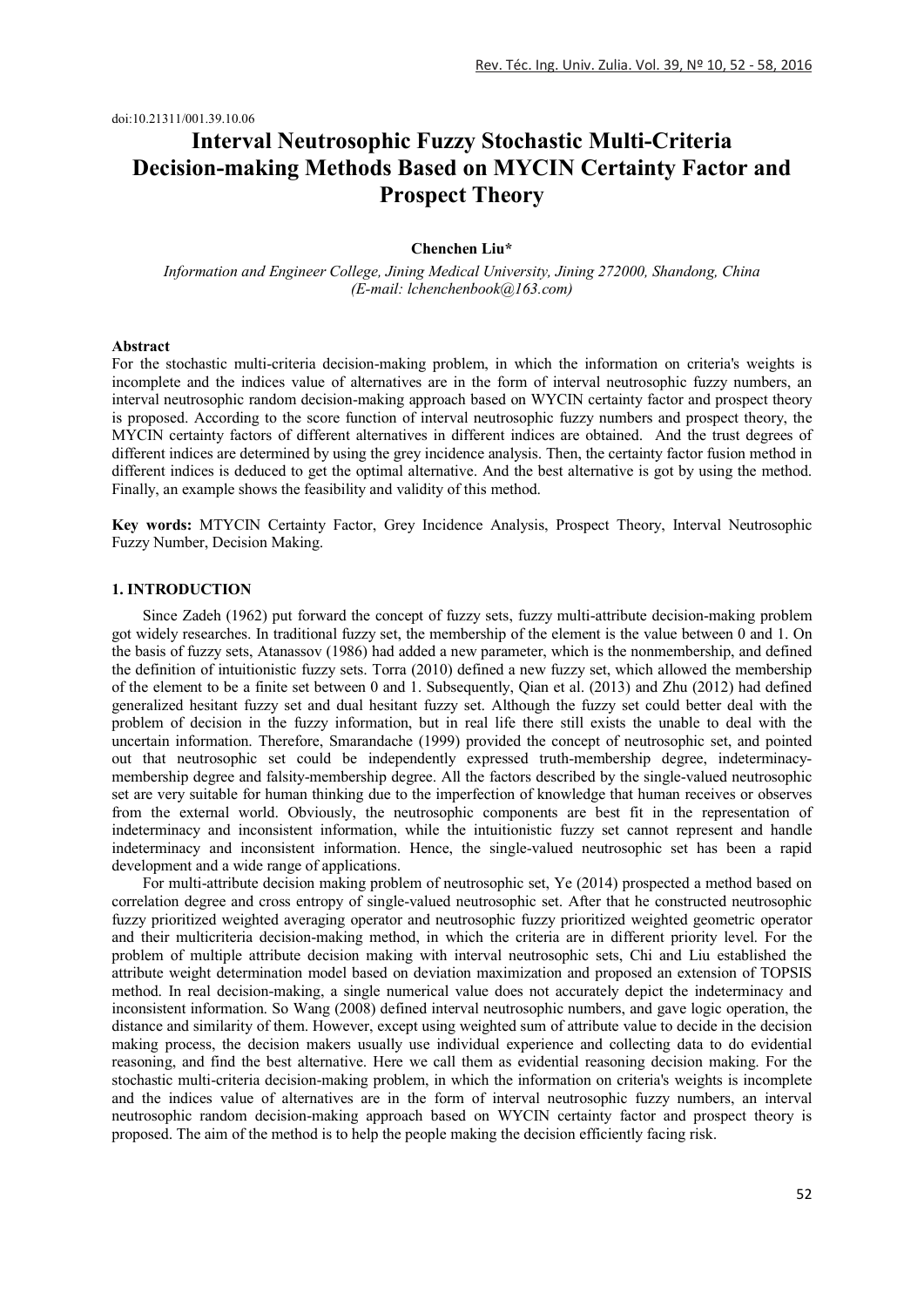doi:10.21311/001.39.10.06

# Interval Neutrosophic Fuzzy Stochastic Multi-Criteria Decision-making Methods Based on MYCIN Certainty Factor and Prospect Theory

**Chenchen Liu***

*Information and Engineer College, Jining Medical University, Jining 272000, Shandong, China*
*(E-mail: lchenchenbook@163.com)*

## Abstract

For the stochastic multi-criteria decision-making problem, in which the information on criteria's weights is incomplete and the indices value of alternatives are in the form of interval neutrosophic fuzzy numbers, an interval neutrosophic random decision-making approach based on WYCIN certainty factor and prospect theory is proposed. According to the score function of interval neutrosophic fuzzy numbers and prospect theory, the MYCIN certainty factors of different alternatives in different indices are obtained. And the trust degrees of different indices are determined by using the grey incidence analysis. Then, the certainty factor fusion method in different indices is deduced to get the optimal alternative. And the best alternative is got by using the method. Finally, an example shows the feasibility and validity of this method.

**Key words:** MTYCIN Certainty Factor, Grey Incidence Analysis, Prospect Theory, Interval Neutrosophic Fuzzy Number, Decision Making.

## 1. INTRODUCTION

Since Zadeh (1962) put forward the concept of fuzzy sets, fuzzy multi-attribute decision-making problem got widely researches. In traditional fuzzy set, the membership of the element is the value between 0 and 1. On the basis of fuzzy sets, Atanassov (1986) had added a new parameter, which is the nonmembership, and defined the definition of intuitionistic fuzzy sets. Torra (2010) defined a new fuzzy set, which allowed the membership of the element to be a finite set between 0 and 1. Subsequently, Qian et al. (2013) and Zhu (2012) had defined generalized hesitant fuzzy set and dual hesitant fuzzy set. Although the fuzzy set could better deal with the problem of decision in the fuzzy information, but in real life there still exists the unable to deal with the uncertain information. Therefore, Smarandache (1999) provided the concept of neutrosophic set, and pointed out that neutrosophic set could be independently expressed truth-membership degree, indeterminacy-membership degree and falsity-membership degree. All the factors described by the single-valued neutrosophic set are very suitable for human thinking due to the imperfection of knowledge that human receives or observes from the external world. Obviously, the neutrosophic components are best fit in the representation of indeterminacy and inconsistent information, while the intuitionistic fuzzy set cannot represent and handle indeterminacy and inconsistent information. Hence, the single-valued neutrosophic set has been a rapid development and a wide range of applications.

For multi-attribute decision making problem of neutrosophic set, Ye (2014) prospected a method based on correlation degree and cross entropy of single-valued neutrosophic set. After that he constructed neutrosophic fuzzy prioritized weighted averaging operator and neutrosophic fuzzy prioritized weighted geometric operator and their multicriteria decision-making method, in which the criteria are in different priority level. For the problem of multiple attribute decision making with interval neutrosophic sets, Chi and Liu established the attribute weight determination model based on deviation maximization and proposed an extension of TOPSIS method. In real decision-making, a single numerical value does not accurately depict the indeterminacy and inconsistent information. So Wang (2008) defined interval neutrosophic numbers, and gave logic operation, the distance and similarity of them. However, except using weighted sum of attribute value to decide in the decision making process, the decision makers usually use individual experience and collecting data to do evidential reasoning, and find the best alternative. Here we call them as evidential reasoning decision making. For the stochastic multi-criteria decision-making problem, in which the information on criteria's weights is incomplete and the indices value of alternatives are in the form of interval neutrosophic fuzzy numbers, an interval neutrosophic random decision-making approach based on WYCIN certainty factor and prospect theory is proposed. The aim of the method is to help the people making the decision efficiently facing risk.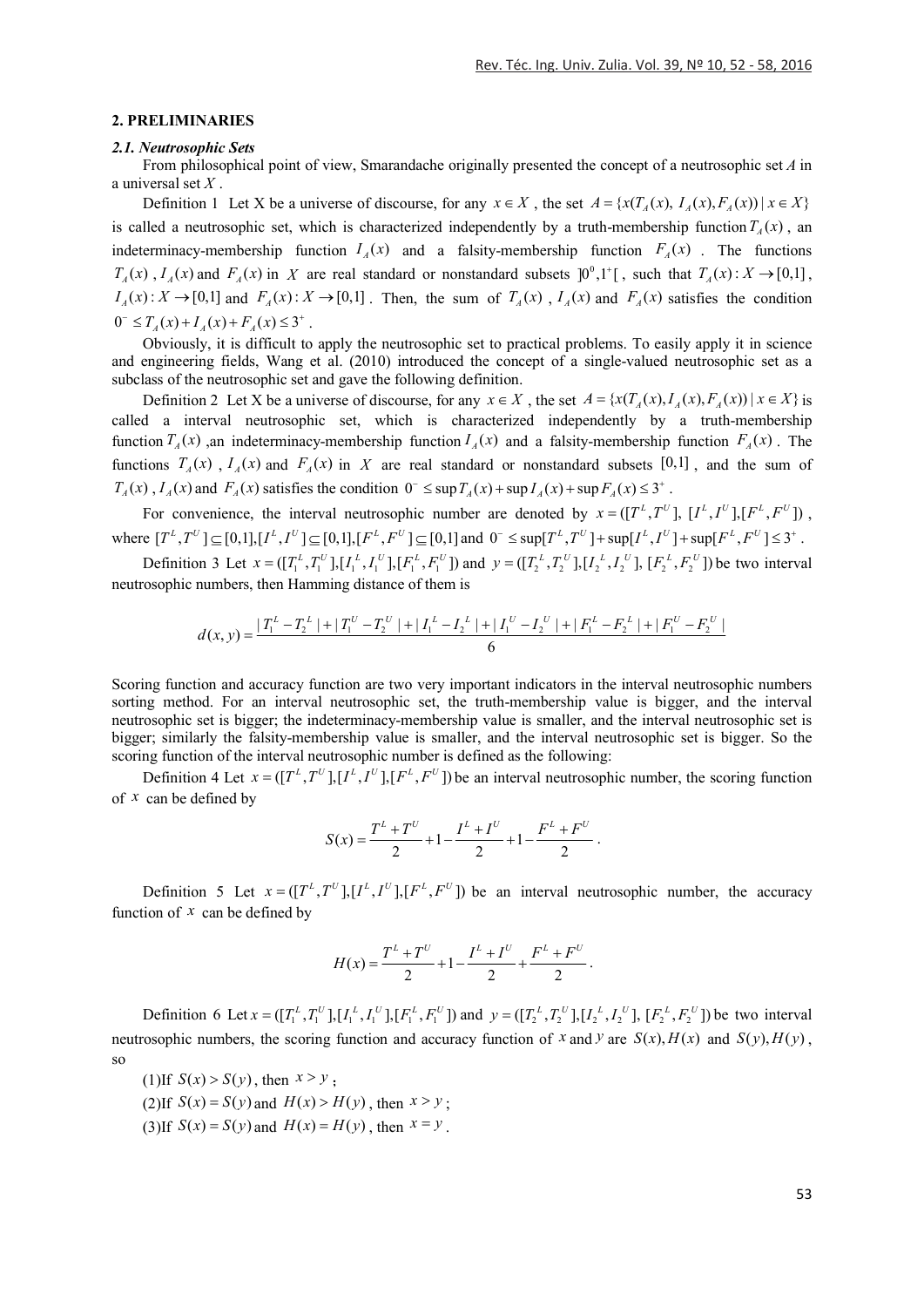## 2. PRELIMINARIES

### *2.1. Neutrosophic Sets*

From philosophical point of view, Smarandache originally presented the concept of a neutrosophic set $A$ in a universal set $X$ .

Definition 1 Let X be a universe of discourse, for any $x \in X$ , the set $A = \{x(T_A(x), I_A(x), F_A(x)) \mid x \in X\}$ is called a neutrosophic set, which is characterized independently by a truth-membership function $T_A(x)$ , an indeterminacy-membership function $I_A(x)$ and a falsity-membership function $F_A(x)$ . The functions $T_A(x)$ , $I_A(x)$ and $F_A(x)$ in $X$ are real standard or nonstandard subsets $]0^0, 1^+[$ , such that $T_A(x): X \to [0,1]$ , $I_A(x): X \to [0,1]$ and $F_A(x): X \to [0,1]$ . Then, the sum of $T_A(x)$ , $I_A(x)$ and $F_A(x)$ satisfies the condition $0^- \le T_A(x) + I_A(x) + F_A(x) \le 3^+$ .

Obviously, it is difficult to apply the neutrosophic set to practical problems. To easily apply it in science and engineering fields, Wang et al. (2010) introduced the concept of a single-valued neutrosophic set as a subclass of the neutrosophic set and gave the following definition.

Definition 2 Let X be a universe of discourse, for any $x \in X$ , the set $A = \{x(T_A(x), I_A(x), F_A(x)) \mid x \in X\}$ is called a interval neutrosophic set, which is characterized independently by a truth-membership function $T_A(x)$ ,an indeterminacy-membership function $I_A(x)$ and a falsity-membership function $F_A(x)$ . The functions $T_A(x)$ , $I_A(x)$ and $F_A(x)$ in $X$ are real standard or nonstandard subsets $[0,1]$ , and the sum of $T_A(x)$ , $I_A(x)$ and $F_A(x)$ satisfies the condition $0^- \le \sup T_A(x) + \sup I_A(x) + \sup F_A(x) \le 3^+$ .

For convenience, the interval neutrosophic number are denoted by $x = ([T^L, T^U], [I^L, I^U], [F^L, F^U])$ , where $[T^L, T^U] \subseteq [0,1], [I^L, I^U] \subseteq [0,1], [F^L, F^U] \subseteq [0,1]$ and $0^- \le \sup[T^L, T^U] + \sup[I^L, I^U] + \sup[F^L, F^U] \le 3^+$ .

Definition 3 Let $x = ([T_1^L, T_1^U], [I_1^L, I_1^U], [F_1^L, F_1^U])$ and $y = ([T_2^L, T_2^U], [I_2^L, I_2^U], [F_2^L, F_2^U])$ be two interval neutrosophic numbers, then Hamming distance of them is

$$d(x,y) = \frac{|T_1^L - T_2^L| + |T_1^U - T_2^U| + |I_1^L - I_2^L| + |I_1^U - I_2^U| + |F_1^L - F_2^L| + |F_1^U - F_2^U|}{6}$$

Scoring function and accuracy function are two very important indicators in the interval neutrosophic numbers sorting method. For an interval neutrosophic set, the truth-membership value is bigger, and the interval neutrosophic set is bigger; the indeterminacy-membership value is smaller, and the interval neutrosophic set is bigger; similarly the falsity-membership value is smaller, and the interval neutrosophic set is bigger. So the scoring function of the interval neutrosophic number is defined as the following:

Definition 4 Let $x = ([T^L, T^U], [I^L, I^U], [F^L, F^U])$ be an interval neutrosophic number, the scoring function of $x$ can be defined by

$$S(x) = \frac{T^L + T^U}{2} + 1 - \frac{I^L + I^U}{2} + 1 - \frac{F^L + F^U}{2} .$$

Definition 5 Let $x = ([T^L, T^U], [I^L, I^U], [F^L, F^U])$ be an interval neutrosophic number, the accuracy function of $x$ can be defined by

$$H(x) = \frac{T^L + T^U}{2} + 1 - \frac{I^L + I^U}{2} + \frac{F^L + F^U}{2} .$$

Definition 6 Let $x = ([T_1^L, T_1^U], [I_1^L, I_1^U], [F_1^L, F_1^U])$ and $y = ([T_2^L, T_2^U], [I_2^L, I_2^U], [F_2^L, F_2^U])$ be two interval neutrosophic numbers, the scoring function and accuracy function of $x$ and $y$ are $S(x), H(x)$ and $S(y), H(y)$ , so

(1)If $S(x) > S(y)$ , then $x > y$ ;

(2)If $S(x) = S(y)$ and $H(x) > H(y)$ , then $x > y$ ;

(3)If $S(x) = S(y)$ and $H(x) = H(y)$ , then $x = y$ .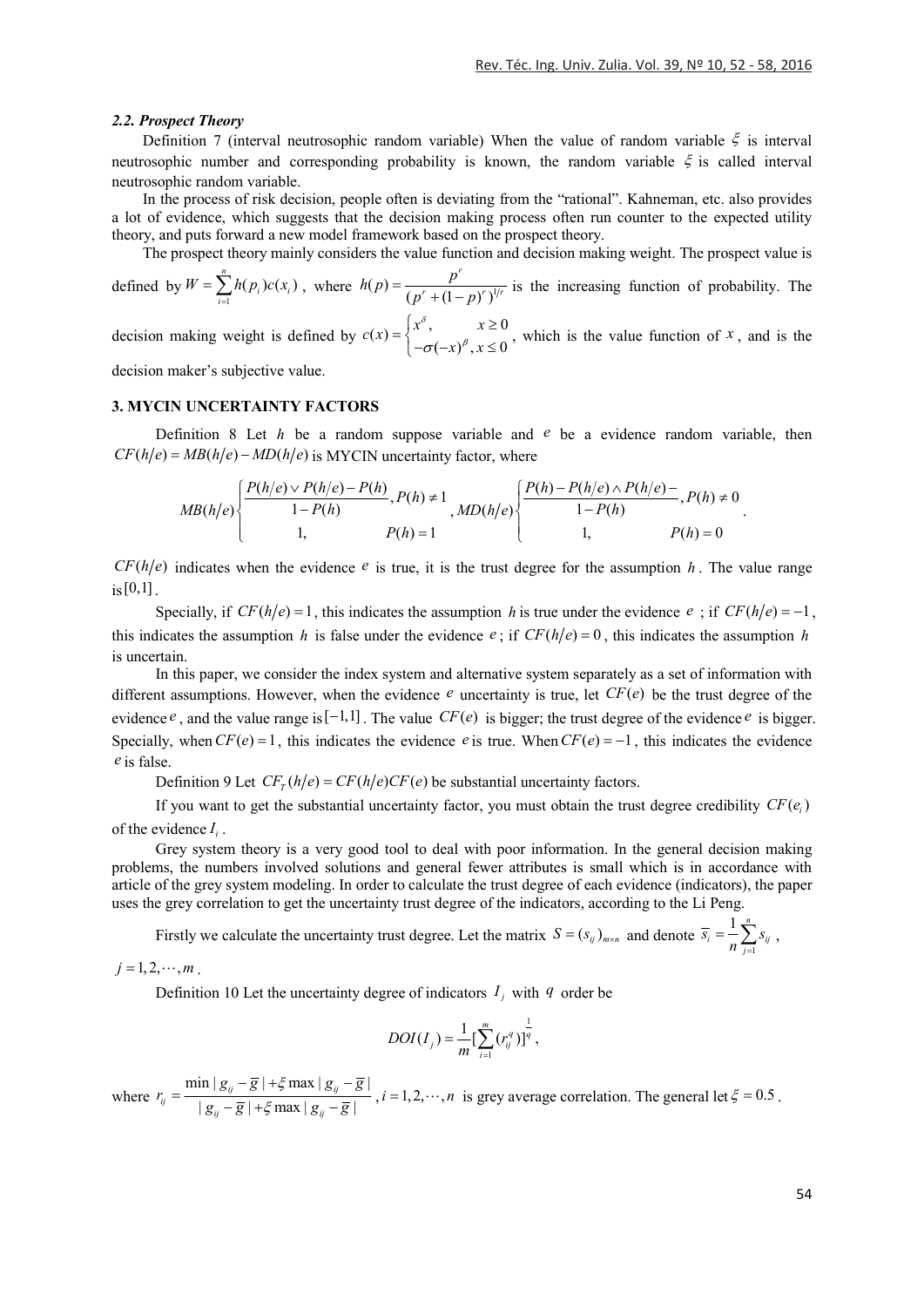### 2.2. Prospect Theory

Definition 7 (interval neutrosophic random variable) When the value of random variable $\xi$ is interval neutrosophic number and corresponding probability is known, the random variable $\xi$ is called interval neutrosophic random variable.

In the process of risk decision, people often is deviating from the "rational". Kahneman, etc. also provides a lot of evidence, which suggests that the decision making process often run counter to the expected utility theory, and puts forward a new model framework based on the prospect theory.

The prospect theory mainly considers the value function and decision making weight. The prospect value is defined by $W = \sum_{i=1}^{n} h(p_i)c(x_i)$, where $h(p) = \frac{p^r}{(p^r + (1-p)^r)^{1/r}}$ is the increasing function of probability. The decision making weight is defined by $c(x) = \begin{cases} x^{\delta}, & x \geq 0 \\ -\sigma(-x)^{\beta}, & x \leq 0 \end{cases}$, which is the value function of $x$, and is the decision maker's subjective value.

## 3. MYCIN UNCERTAINTY FACTORS

Definition 8 Let $h$ be a random suppose variable and $e$ be a evidence random variable, then $CF(h/e) = MB(h/e) - MD(h/e)$ is MYCIN uncertainty factor, where

$$MB(h/e)\begin{cases} \frac{P(h/e) \vee P(h/e) - P(h)}{1 - P(h)}, P(h) \neq 1 \\ 1, \qquad P(h) = 1 \end{cases}, MD(h/e)\begin{cases} \frac{P(h) - P(h/e) \wedge P(h/e) -}{1 - P(h)}, P(h) \neq 0 \\ 1, \qquad P(h) = 0 \end{cases}.$$

$CF(h/e)$ indicates when the evidence $e$ is true, it is the trust degree for the assumption $h$. The value range is $[0,1]$.

Specially, if $CF(h/e) = 1$, this indicates the assumption $h$ is true under the evidence $e$; if $CF(h/e) = -1$, this indicates the assumption $h$ is false under the evidence $e$; if $CF(h/e) = 0$, this indicates the assumption $h$ is uncertain.

In this paper, we consider the index system and alternative system separately as a set of information with different assumptions. However, when the evidence $e$ uncertainty is true, let $CF(e)$ be the trust degree of the evidence $e$, and the value range is $[-1,1]$. The value $CF(e)$ is bigger; the trust degree of the evidence $e$ is bigger. Specially, when $CF(e) = 1$, this indicates the evidence $e$ is true. When $CF(e) = -1$, this indicates the evidence $e$ is false.

Definition 9 Let $CF_T(h/e) = CF(h/e)CF(e)$ be substantial uncertainty factors.

If you want to get the substantial uncertainty factor, you must obtain the trust degree credibility $CF(e_i)$ of the evidence $I_i$.

Grey system theory is a very good tool to deal with poor information. In the general decision making problems, the numbers involved solutions and general fewer attributes is small which is in accordance with article of the grey system modeling. In order to calculate the trust degree of each evidence (indicators), the paper uses the grey correlation to get the uncertainty trust degree of the indicators, according to the Li Peng.

Firstly we calculate the uncertainty trust degree. Let the matrix $S = (s_{ij})_{m \times n}$ and denote $\overline{s}_i = \frac{1}{n}\sum_{j=1}^{n} s_{ij}$, $j = 1, 2, \cdots, m$.

Definition 10 Let the uncertainty degree of indicators $I_j$ with $q$ order be

$$DOI(I_j) = \frac{1}{m}[\sum_{i=1}^{m}(r_{ij}^{q})]^{\frac{1}{q}},$$

where $r_{ij} = \frac{\min|g_{ij} - \overline{g}| + \xi \max|g_{ij} - \overline{g}|}{|g_{ij} - \overline{g}| + \xi \max|g_{ij} - \overline{g}|}$, $i = 1, 2, \cdots, n$ is grey average correlation. The general let $\xi = 0.5$.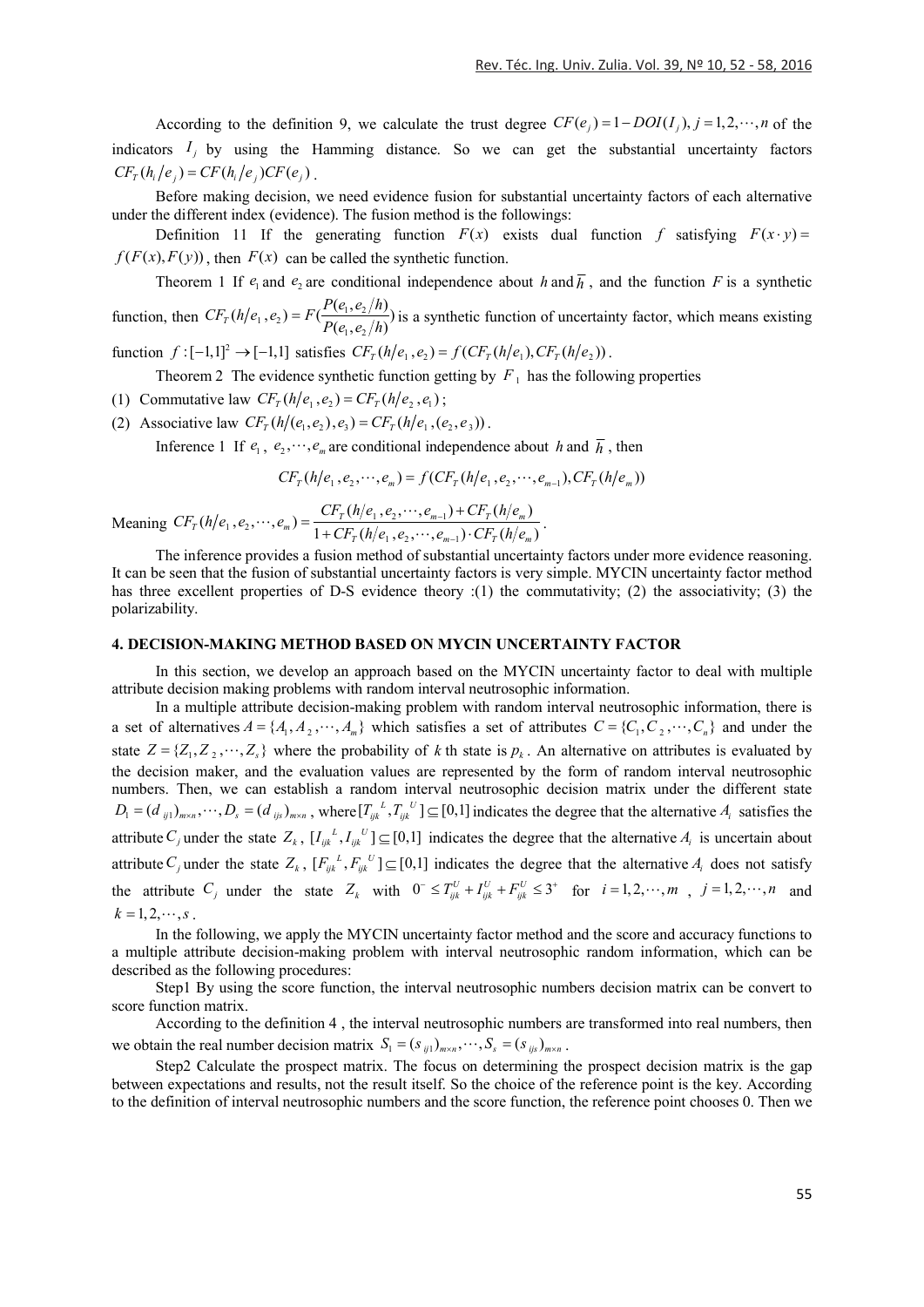According to the definition 9, we calculate the trust degree $CF(e_j) = 1 - DOI(I_j), j = 1, 2, \cdots, n$ of the indicators $I_j$ by using the Hamming distance. So we can get the substantial uncertainty factors $CF_T(h_i/e_j) = CF(h_i/e_j)CF(e_j)$.

Before making decision, we need evidence fusion for substantial uncertainty factors of each alternative under the different index (evidence). The fusion method is the followings:

Definition 11 If the generating function $F(x)$ exists dual function $f$ satisfying $F(x \cdot y) = f(F(x), F(y))$, then $F(x)$ can be called the synthetic function.

Theorem 1 If $e_1$ and $e_2$ are conditional independence about $h$ and $\overline{h}$, and the function $F$ is a synthetic function, then $CF_T(h/e_1, e_2) = F(\frac{P(e_1, e_2/h)}{P(e_1, e_2/h)})$ is a synthetic function of uncertainty factor, which means existing function $f : [-1,1]^2 \to [-1,1]$ satisfies $CF_T(h/e_1, e_2) = f(CF_T(h/e_1), CF_T(h/e_2))$.

Theorem 2 The evidence synthetic function getting by $F_1$ has the following properties

(1) Commutative law $CF_T(h/e_1, e_2) = CF_T(h/e_2, e_1)$;

(2) Associative law $CF_T(h/(e_1, e_2), e_3) = CF_T(h/e_1, (e_2, e_3))$.

Inference 1 If $e_1$, $e_2, \cdots, e_m$ are conditional independence about $h$ and $\overline{h}$, then

$$CF_T(h/e_1, e_2, \cdots, e_m) = f(CF_T(h/e_1, e_2, \cdots, e_{m-1}), CF_T(h/e_m))$$

Meaning $CF_T(h/e_1, e_2, \cdots, e_m) = \dfrac{CF_T(h/e_1, e_2, \cdots, e_{m-1}) + CF_T(h/e_m)}{1 + CF_T(h/e_1, e_2, \cdots, e_{m-1}) \cdot CF_T(h/e_m)}$.

The inference provides a fusion method of substantial uncertainty factors under more evidence reasoning. It can be seen that the fusion of substantial uncertainty factors is very simple. MYCIN uncertainty factor method has three excellent properties of D-S evidence theory :(1) the commutativity; (2) the associativity; (3) the polarizability.

## 4. DECISION-MAKING METHOD BASED ON MYCIN UNCERTAINTY FACTOR

In this section, we develop an approach based on the MYCIN uncertainty factor to deal with multiple attribute decision making problems with random interval neutrosophic information.

In a multiple attribute decision-making problem with random interval neutrosophic information, there is a set of alternatives $A = \{A_1, A_2, \cdots, A_m\}$ which satisfies a set of attributes $C = \{C_1, C_2, \cdots, C_n\}$ and under the state $Z = \{Z_1, Z_2, \cdots, Z_s\}$ where the probability of $k$ th state is $p_k$. An alternative on attributes is evaluated by the decision maker, and the evaluation values are represented by the form of random interval neutrosophic numbers. Then, we can establish a random interval neutrosophic decision matrix under the different state $D_1 = (d_{ij1})_{m \times n}, \cdots, D_s = (d_{ijs})_{m \times n}$, where $[T_{ijk}^{\ L}, T_{ijk}^{\ U}] \subseteq [0,1]$ indicates the degree that the alternative $A_i$ satisfies the attribute $C_j$ under the state $Z_k$, $[I_{ijk}^{\ L}, I_{ijk}^{\ U}] \subseteq [0,1]$ indicates the degree that the alternative $A_i$ is uncertain about attribute $C_j$ under the state $Z_k$, $[F_{ijk}^{\ L}, F_{ijk}^{\ U}] \subseteq [0,1]$ indicates the degree that the alternative $A_i$ does not satisfy the attribute $C_j$ under the state $Z_k$ with $0^- \le T_{ijk}^U + I_{ijk}^U + F_{ijk}^U \le 3^+$ for $i = 1, 2, \cdots, m$, $j = 1, 2, \cdots, n$ and $k = 1, 2, \cdots, s$.

In the following, we apply the MYCIN uncertainty factor method and the score and accuracy functions to a multiple attribute decision-making problem with interval neutrosophic random information, which can be described as the following procedures:

Step1 By using the score function, the interval neutrosophic numbers decision matrix can be convert to score function matrix.

According to the definition 4 , the interval neutrosophic numbers are transformed into real numbers, then we obtain the real number decision matrix $S_1 = (s_{ij1})_{m \times n}, \cdots, S_s = (s_{ijs})_{m \times n}$.

Step2 Calculate the prospect matrix. The focus on determining the prospect decision matrix is the gap between expectations and results, not the result itself. So the choice of the reference point is the key. According to the definition of interval neutrosophic numbers and the score function, the reference point chooses 0. Then we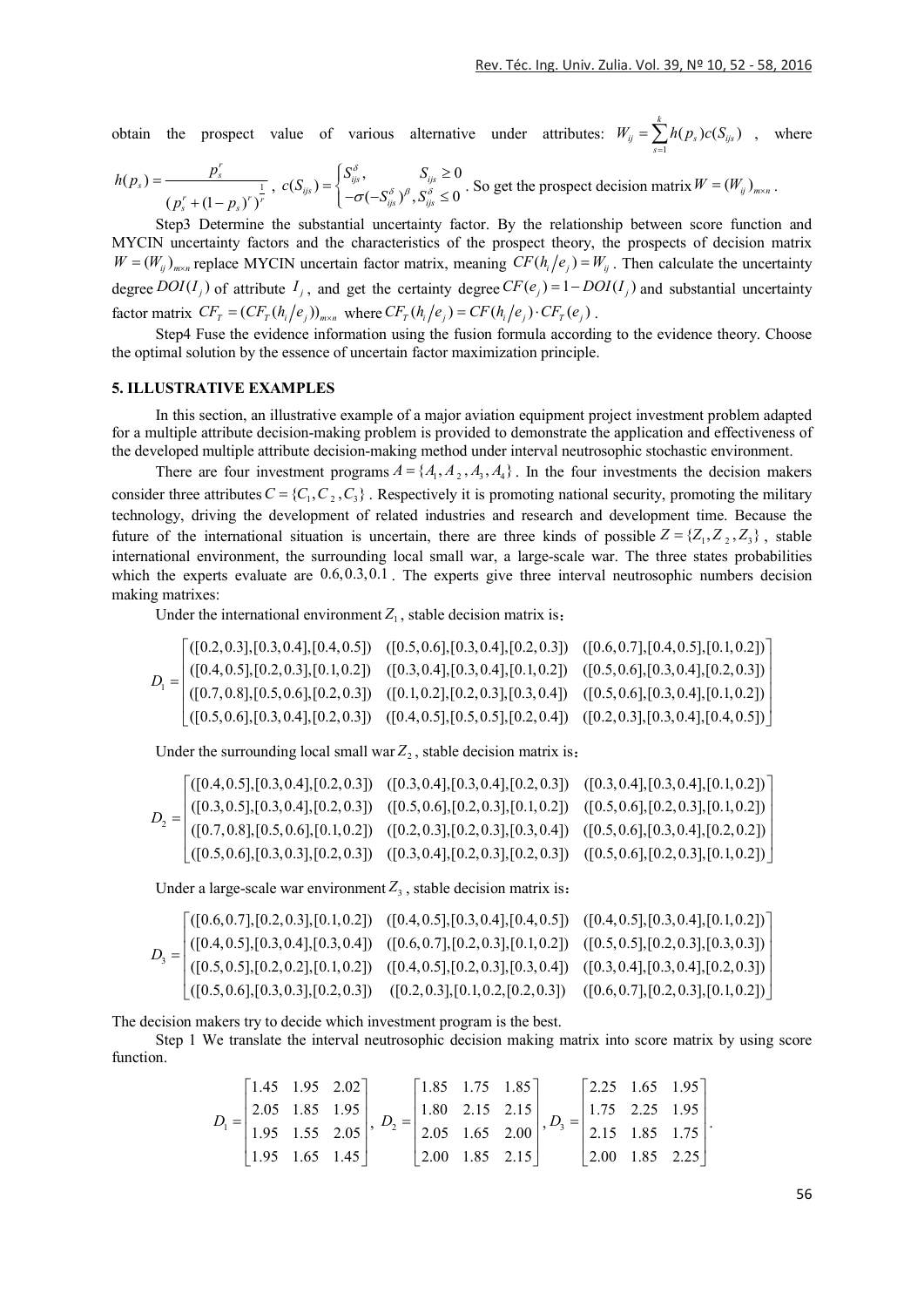obtain the prospect value of various alternative under attributes: $W_{ij}=\sum_{s=1}^{k}h(p_s)c(S_{ijs})$, where $h(p_s)=\dfrac{p_s^r}{(p_s^r+(1-p_s)^r)^{\frac{1}{r}}}$, $c(S_{ijs})=\begin{cases}S_{ijs}^{\delta}, & S_{ijs}\geq 0\\ -\sigma(-S_{ijs}^{\delta})^{\beta}, S_{ijs}^{\delta}\leq 0\end{cases}$. So get the prospect decision matrix $W=(W_{ij})_{m\times n}$.

Step3 Determine the substantial uncertainty factor. By the relationship between score function and MYCIN uncertainty factors and the characteristics of the prospect theory, the prospects of decision matrix $W=(W_{ij})_{m\times n}$ replace MYCIN uncertain factor matrix, meaning $CF(h_i/e_j)=W_{ij}$. Then calculate the uncertainty degree $DOI(I_j)$ of attribute $I_j$, and get the certainty degree $CF(e_j)=1-DOI(I_j)$ and substantial uncertainty factor matrix $CF_T=(CF_T(h_i/e_j))_{m\times n}$ where $CF_T(h_i/e_j)=CF(h_i/e_j)\cdot CF_T(e_j)$.

Step4 Fuse the evidence information using the fusion formula according to the evidence theory. Choose the optimal solution by the essence of uncertain factor maximization principle.

## 5. ILLUSTRATIVE EXAMPLES

In this section, an illustrative example of a major aviation equipment project investment problem adapted for a multiple attribute decision-making problem is provided to demonstrate the application and effectiveness of the developed multiple attribute decision-making method under interval neutrosophic stochastic environment.

There are four investment programs $A=\{A_1,A_2,A_3,A_4\}$. In the four investments the decision makers consider three attributes $C=\{C_1,C_2,C_3\}$. Respectively it is promoting national security, promoting the military technology, driving the development of related industries and research and development time. Because the future of the international situation is uncertain, there are three kinds of possible $Z=\{Z_1,Z_2,Z_3\}$, stable international environment, the surrounding local small war, a large-scale war. The three states probabilities which the experts evaluate are $0.6, 0.3, 0.1$. The experts give three interval neutrosophic numbers decision making matrixes:

Under the international environment $Z_1$, stable decision matrix is：

$$D_1=\begin{bmatrix}([0.2,0.3],[0.3,0.4],[0.4,0.5]) & ([0.5,0.6],[0.3,0.4],[0.2,0.3]) & ([0.6,0.7],[0.4,0.5],[0.1,0.2])\\ ([0.4,0.5],[0.2,0.3],[0.1,0.2]) & ([0.3,0.4],[0.3,0.4],[0.1,0.2]) & ([0.5,0.6],[0.3,0.4],[0.2,0.3])\\ ([0.7,0.8],[0.5,0.6],[0.2,0.3]) & ([0.1,0.2],[0.2,0.3],[0.3,0.4]) & ([0.5,0.6],[0.3,0.4],[0.1,0.2])\\ ([0.5,0.6],[0.3,0.4],[0.2,0.3]) & ([0.4,0.5],[0.5,0.5],[0.2,0.4]) & ([0.2,0.3],[0.3,0.4],[0.4,0.5])\end{bmatrix}$$

Under the surrounding local small war $Z_2$, stable decision matrix is：

$$D_2=\begin{bmatrix}([0.4,0.5],[0.3,0.4],[0.2,0.3]) & ([0.3,0.4],[0.3,0.4],[0.2,0.3]) & ([0.3,0.4],[0.3,0.4],[0.1,0.2])\\ ([0.3,0.5],[0.3,0.4],[0.2,0.3]) & ([0.5,0.6],[0.2,0.3],[0.1,0.2]) & ([0.5,0.6],[0.2,0.3],[0.1,0.2])\\ ([0.7,0.8],[0.5,0.6],[0.1,0.2]) & ([0.2,0.3],[0.2,0.3],[0.3,0.4]) & ([0.5,0.6],[0.3,0.4],[0.2,0.2])\\ ([0.5,0.6],[0.3,0.3],[0.2,0.3]) & ([0.3,0.4],[0.2,0.3],[0.2,0.3]) & ([0.5,0.6],[0.2,0.3],[0.1,0.2])\end{bmatrix}$$

Under a large-scale war environment $Z_3$, stable decision matrix is：

$$D_3=\begin{bmatrix}([0.6,0.7],[0.2,0.3],[0.1,0.2]) & ([0.4,0.5],[0.3,0.4],[0.4,0.5]) & ([0.4,0.5],[0.3,0.4],[0.1,0.2])\\ ([0.4,0.5],[0.3,0.4],[0.3,0.4]) & ([0.6,0.7],[0.2,0.3],[0.1,0.2]) & ([0.5,0.5],[0.2,0.3],[0.3,0.3])\\ ([0.5,0.5],[0.2,0.2],[0.1,0.2]) & ([0.4,0.5],[0.2,0.3],[0.3,0.4]) & ([0.3,0.4],[0.3,0.4],[0.2,0.3])\\ ([0.5,0.6],[0.3,0.3],[0.2,0.3]) & ([0.2,0.3],[0.1,0.2],[0.2,0.3]) & ([0.6,0.7],[0.2,0.3],[0.1,0.2])\end{bmatrix}$$

The decision makers try to decide which investment program is the best.

Step 1 We translate the interval neutrosophic decision making matrix into score matrix by using score function.

$$D_1=\begin{bmatrix}1.45 & 1.95 & 2.02\\ 2.05 & 1.85 & 1.95\\ 1.95 & 1.55 & 2.05\\ 1.95 & 1.65 & 1.45\end{bmatrix},\ D_2=\begin{bmatrix}1.85 & 1.75 & 1.85\\ 1.80 & 2.15 & 2.15\\ 2.05 & 1.65 & 2.00\\ 2.00 & 1.85 & 2.15\end{bmatrix},D_3=\begin{bmatrix}2.25 & 1.65 & 1.95\\ 1.75 & 2.25 & 1.95\\ 2.15 & 1.85 & 1.75\\ 2.00 & 1.85 & 2.25\end{bmatrix}.$$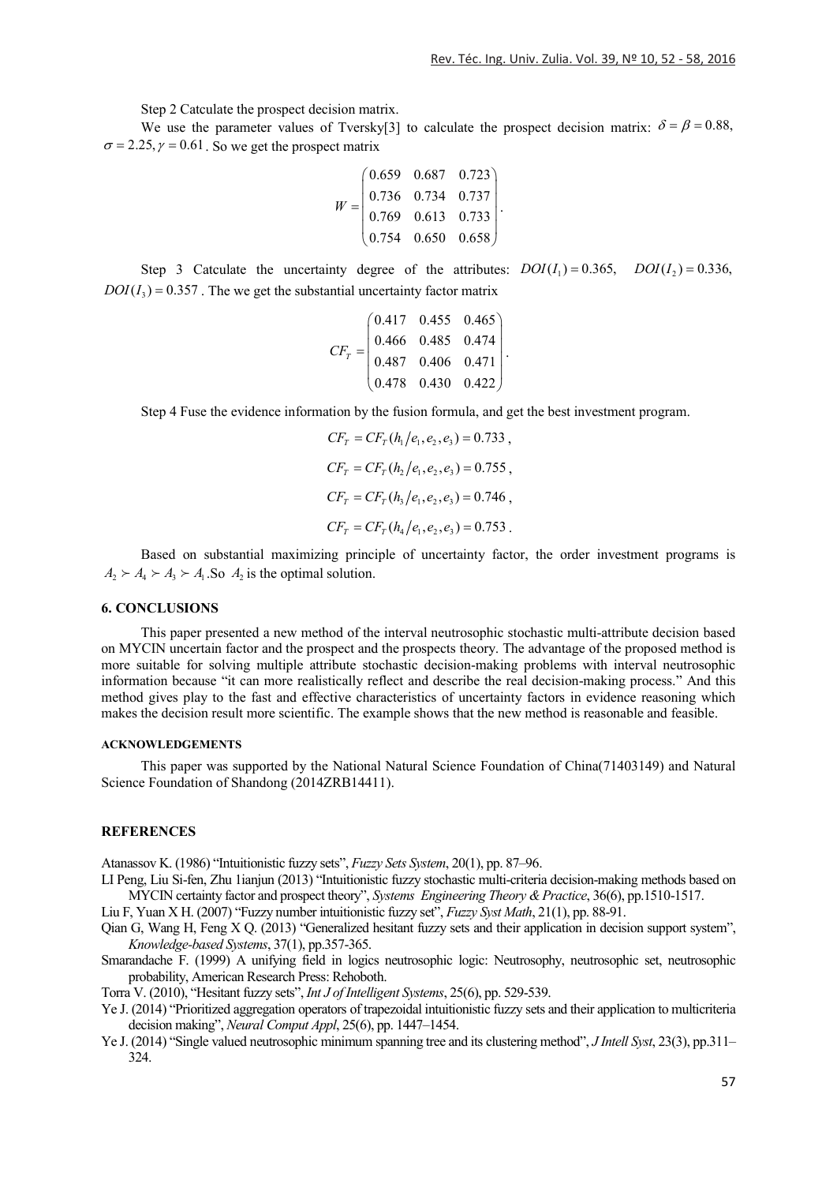Step 2 Catculate the prospect decision matrix.

We use the parameter values of Tversky[3] to calculate the prospect decision matrix: $\delta = \beta = 0.88$, $\sigma = 2.25, \gamma = 0.61$ . So we get the prospect matrix

$$W = \begin{pmatrix} 0.659 & 0.687 & 0.723 \\ 0.736 & 0.734 & 0.737 \\ 0.769 & 0.613 & 0.733 \\ 0.754 & 0.650 & 0.658 \end{pmatrix}.$$

Step 3 Catculate the uncertainty degree of the attributes: $DOI(I_1) = 0.365$, $DOI(I_2) = 0.336$, $DOI(I_3) = 0.357$ . The we get the substantial uncertainty factor matrix

$$CF_T = \begin{pmatrix} 0.417 & 0.455 & 0.465 \\ 0.466 & 0.485 & 0.474 \\ 0.487 & 0.406 & 0.471 \\ 0.478 & 0.430 & 0.422 \end{pmatrix}.$$

Step 4 Fuse the evidence information by the fusion formula, and get the best investment program.

$$CF_T = CF_T(h_1 / e_1, e_2, e_3) = 0.733\,,$$

$$CF_T = CF_T(h_2 / e_1, e_2, e_3) = 0.755\,,$$

$$CF_T = CF_T(h_3 / e_1, e_2, e_3) = 0.746\,,$$

$$CF_T = CF_T(h_4 / e_1, e_2, e_3) = 0.753\,.$$

Based on substantial maximizing principle of uncertainty factor, the order investment programs is $A_2 \succ A_4 \succ A_3 \succ A_1$ .So $A_2$ is the optimal solution.

## 6. CONCLUSIONS

This paper presented a new method of the interval neutrosophic stochastic multi-attribute decision based on MYCIN uncertain factor and the prospect and the prospects theory. The advantage of the proposed method is more suitable for solving multiple attribute stochastic decision-making problems with interval neutrosophic information because "it can more realistically reflect and describe the real decision-making process." And this method gives play to the fast and effective characteristics of uncertainty factors in evidence reasoning which makes the decision result more scientific. The example shows that the new method is reasonable and feasible.

#### ACKNOWLEDGEMENTS

This paper was supported by the National Natural Science Foundation of China(71403149) and Natural Science Foundation of Shandong (2014ZRB14411).

## REFERENCES

Atanassov K. (1986) "Intuitionistic fuzzy sets", *Fuzzy Sets System*, 20(1), pp. 87–96.

LI Peng, Liu Si-fen, Zhu 1ianjun (2013) "Intuitionistic fuzzy stochastic multi-criteria decision-making methods based on MYCIN certainty factor and prospect theory", *Systems Engineering Theory & Practice*, 36(6), pp.1510-1517.

Liu F, Yuan X H. (2007) "Fuzzy number intuitionistic fuzzy set", *Fuzzy Syst Math*, 21(1), pp. 88-91.

Qian G, Wang H, Feng X Q. (2013) "Generalized hesitant fuzzy sets and their application in decision support system", *Knowledge-based Systems*, 37(1), pp.357-365.

Smarandache F. (1999) A unifying field in logics neutrosophic logic: Neutrosophy, neutrosophic set, neutrosophic probability, American Research Press: Rehoboth.

Torra V. (2010), "Hesitant fuzzy sets", *Int J of Intelligent Systems*, 25(6), pp. 529-539.

Ye J. (2014) "Prioritized aggregation operators of trapezoidal intuitionistic fuzzy sets and their application to multicriteria decision making", *Neural Comput Appl*, 25(6), pp. 1447–1454.

Ye J. (2014) "Single valued neutrosophic minimum spanning tree and its clustering method", *J Intell Syst*, 23(3), pp.311–324.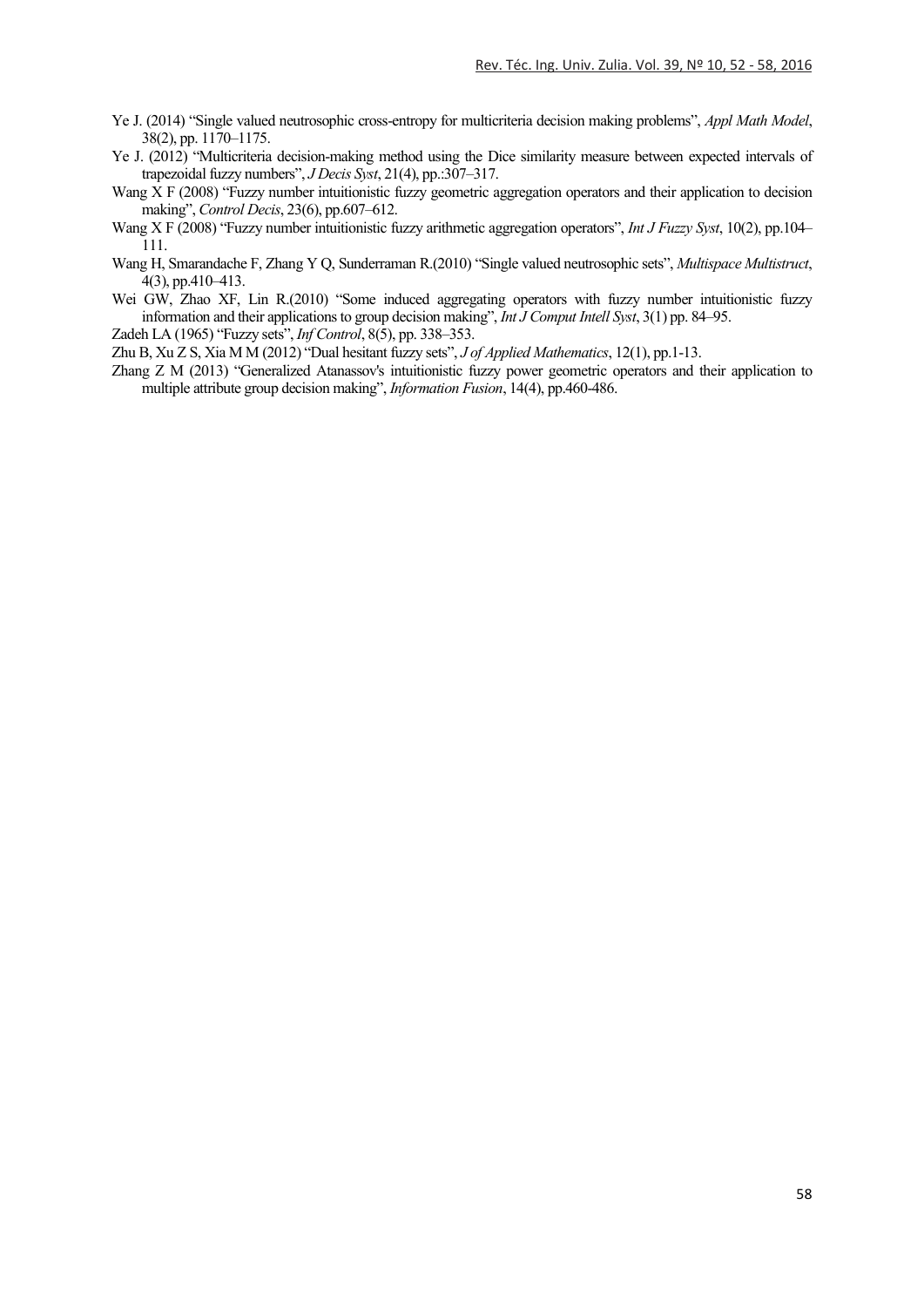Ye J. (2014) “Single valued neutrosophic cross-entropy for multicriteria decision making problems”, *Appl Math Model*, 38(2), pp. 1170–1175.

Ye J. (2012) “Multicriteria decision-making method using the Dice similarity measure between expected intervals of trapezoidal fuzzy numbers”, *J Decis Syst*, 21(4), pp.:307–317.

Wang X F (2008) “Fuzzy number intuitionistic fuzzy geometric aggregation operators and their application to decision making”, *Control Decis*, 23(6), pp.607–612.

Wang X F (2008) “Fuzzy number intuitionistic fuzzy arithmetic aggregation operators”, *Int J Fuzzy Syst*, 10(2), pp.104–111.

Wang H, Smarandache F, Zhang Y Q, Sunderraman R.(2010) “Single valued neutrosophic sets”, *Multispace Multistruct*, 4(3), pp.410–413.

Wei GW, Zhao XF, Lin R.(2010) “Some induced aggregating operators with fuzzy number intuitionistic fuzzy information and their applications to group decision making”, *Int J Comput Intell Syst*, 3(1) pp. 84–95.

Zadeh LA (1965) “Fuzzy sets”, *Inf Control*, 8(5), pp. 338–353.

Zhu B, Xu Z S, Xia M M (2012) “Dual hesitant fuzzy sets”, *J of Applied Mathematics*, 12(1), pp.1-13.

Zhang Z M (2013) “Generalized Atanassov's intuitionistic fuzzy power geometric operators and their application to multiple attribute group decision making”, *Information Fusion*, 14(4), pp.460-486.